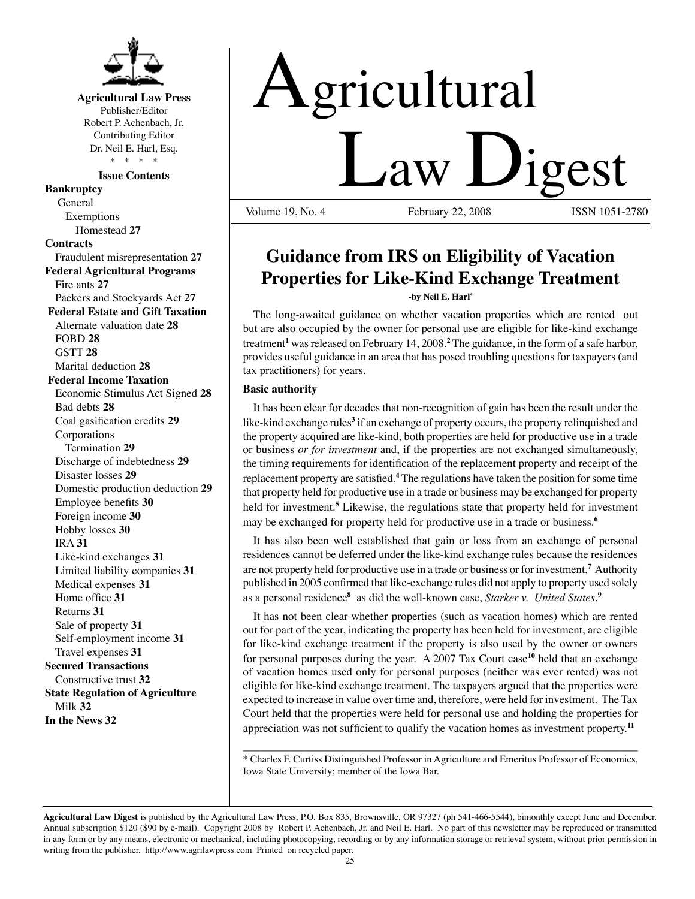**Agricultural Law Press**
Publisher/Editor
Robert P. Achenbach, Jr.
Contributing Editor
Dr. Neil E. Harl, Esq.
\* \* \* \*

**Issue Contents**

**Bankruptcy**
- General
  - Exemptions
    - Homestead **27**

**Contracts**
- Fraudulent misrepresentation **27**

**Federal Agricultural Programs**
- Fire ants **27**
- Packers and Stockyards Act **27**

**Federal Estate and Gift Taxation**
- Alternate valuation date **28**
- FOBD **28**
- GSTT **28**
- Marital deduction **28**

**Federal Income Taxation**
- Economic Stimulus Act Signed **28**
- Bad debts **28**
- Coal gasification credits **29**
- Corporations
  - Termination **29**
- Discharge of indebtedness **29**
- Disaster losses **29**
- Domestic production deduction **29**
- Employee benefits **30**
- Foreign income **30**
- Hobby losses **30**
- IRA **31**
- Like-kind exchanges **31**
- Limited liability companies **31**
- Medical expenses **31**
- Home office **31**
- Returns **31**
- Sale of property **31**
- Self-employment income **31**
- Travel expenses **31**

**Secured Transactions**
- Constructive trust **32**

**State Regulation of Agriculture**
- Milk **32**

**In the News 32**

# Agricultural Law Digest

Volume 19, No. 4 February 22, 2008 ISSN 1051-2780

## Guidance from IRS on Eligibility of Vacation Properties for Like-Kind Exchange Treatment

**-by Neil E. Harl***

The long-awaited guidance on whether vacation properties which are rented out but are also occupied by the owner for personal use are eligible for like-kind exchange treatment[1] was released on February 14, 2008.[2] The guidance, in the form of a safe harbor, provides useful guidance in an area that has posed troubling questions for taxpayers (and tax practitioners) for years.

### Basic authority

It has been clear for decades that non-recognition of gain has been the result under the like-kind exchange rules[3] if an exchange of property occurs, the property relinquished and the property acquired are like-kind, both properties are held for productive use in a trade or business *or for investment* and, if the properties are not exchanged simultaneously, the timing requirements for identification of the replacement property and receipt of the replacement property are satisfied.[4] The regulations have taken the position for some time that property held for productive use in a trade or business may be exchanged for property held for investment.[5] Likewise, the regulations state that property held for investment may be exchanged for property held for productive use in a trade or business.[6]

It has also been well established that gain or loss from an exchange of personal residences cannot be deferred under the like-kind exchange rules because the residences are not property held for productive use in a trade or business or for investment.[7] Authority published in 2005 confirmed that like-exchange rules did not apply to property used solely as a personal residence[8] as did the well-known case, *Starker v. United States*.[9]

It has not been clear whether properties (such as vacation homes) which are rented out for part of the year, indicating the property has been held for investment, are eligible for like-kind exchange treatment if the property is also used by the owner or owners for personal purposes during the year. A 2007 Tax Court case[10] held that an exchange of vacation homes used only for personal purposes (neither was ever rented) was not eligible for like-kind exchange treatment. The taxpayers argued that the properties were expected to increase in value over time and, therefore, were held for investment. The Tax Court held that the properties were held for personal use and holding the properties for appreciation was not sufficient to qualify the vacation homes as investment property.[11]

---

\* Charles F. Curtiss Distinguished Professor in Agriculture and Emeritus Professor of Economics, Iowa State University; member of the Iowa Bar.

---

**Agricultural Law Digest** is published by the Agricultural Law Press, P.O. Box 835, Brownsville, OR 97327 (ph 541-466-5544), bimonthly except June and December. Annual subscription $120 ($90 by e-mail). Copyright 2008 by Robert P. Achenbach, Jr. and Neil E. Harl. No part of this newsletter may be reproduced or transmitted in any form or by any means, electronic or mechanical, including photocopying, recording or by any information storage or retrieval system, without prior permission in writing from the publisher. http://www.agrilawpress.com Printed on recycled paper.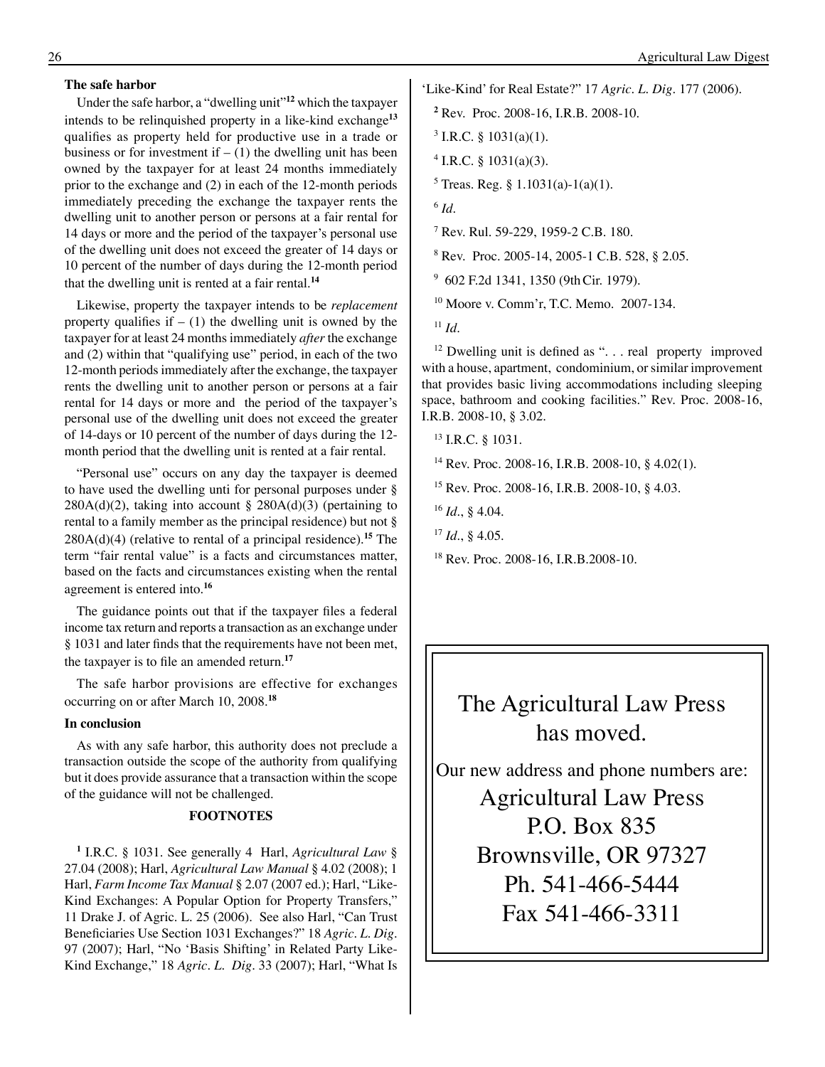**The safe harbor**

Under the safe harbor, a "dwelling unit"[12] which the taxpayer intends to be relinquished property in a like-kind exchange[13] qualifies as property held for productive use in a trade or business or for investment if – (1) the dwelling unit has been owned by the taxpayer for at least 24 months immediately prior to the exchange and (2) in each of the 12-month periods immediately preceding the exchange the taxpayer rents the dwelling unit to another person or persons at a fair rental for 14 days or more and the period of the taxpayer's personal use of the dwelling unit does not exceed the greater of 14 days or 10 percent of the number of days during the 12-month period that the dwelling unit is rented at a fair rental.[14]

Likewise, property the taxpayer intends to be *replacement* property qualifies if – (1) the dwelling unit is owned by the taxpayer for at least 24 months immediately *after* the exchange and (2) within that "qualifying use" period, in each of the two 12-month periods immediately after the exchange, the taxpayer rents the dwelling unit to another person or persons at a fair rental for 14 days or more and the period of the taxpayer's personal use of the dwelling unit does not exceed the greater of 14-days or 10 percent of the number of days during the 12-month period that the dwelling unit is rented at a fair rental.

"Personal use" occurs on any day the taxpayer is deemed to have used the dwelling unti for personal purposes under § 280A(d)(2), taking into account § 280A(d)(3) (pertaining to rental to a family member as the principal residence) but not § 280A(d)(4) (relative to rental of a principal residence).[15] The term "fair rental value" is a facts and circumstances matter, based on the facts and circumstances existing when the rental agreement is entered into.[16]

The guidance points out that if the taxpayer files a federal income tax return and reports a transaction as an exchange under § 1031 and later finds that the requirements have not been met, the taxpayer is to file an amended return.[17]

The safe harbor provisions are effective for exchanges occurring on or after March 10, 2008.[18]

**In conclusion**

As with any safe harbor, this authority does not preclude a transaction outside the scope of the authority from qualifying but it does provide assurance that a transaction within the scope of the guidance will not be challenged.

**FOOTNOTES**

[1] I.R.C. § 1031. See generally 4 Harl, *Agricultural Law* § 27.04 (2008); Harl, *Agricultural Law Manual* § 4.02 (2008); 1 Harl, *Farm Income Tax Manual* § 2.07 (2007 ed.); Harl, "Like-Kind Exchanges: A Popular Option for Property Transfers," 11 Drake J. of Agric. L. 25 (2006). See also Harl, "Can Trust Beneficiaries Use Section 1031 Exchanges?" 18 *Agric. L. Dig.* 97 (2007); Harl, "No 'Basis Shifting' in Related Party Like-Kind Exchange," 18 *Agric. L. Dig.* 33 (2007); Harl, "What Is 'Like-Kind' for Real Estate?" 17 *Agric. L. Dig.* 177 (2006).

[2] Rev. Proc. 2008-16, I.R.B. 2008-10.

[3] I.R.C. § 1031(a)(1).

[4] I.R.C. § 1031(a)(3).

[5] Treas. Reg. § 1.1031(a)-1(a)(1).

[6] *Id.*

[7] Rev. Rul. 59-229, 1959-2 C.B. 180.

[8] Rev. Proc. 2005-14, 2005-1 C.B. 528, § 2.05.

[9] 602 F.2d 1341, 1350 (9th Cir. 1979).

[10] Moore v. Comm'r, T.C. Memo. 2007-134.

[11] *Id.*

[12] Dwelling unit is defined as ". . . real property improved with a house, apartment, condominium, or similar improvement that provides basic living accommodations including sleeping space, bathroom and cooking facilities." Rev. Proc. 2008-16, I.R.B. 2008-10, § 3.02.

[13] I.R.C. § 1031.

[14] Rev. Proc. 2008-16, I.R.B. 2008-10, § 4.02(1).

[15] Rev. Proc. 2008-16, I.R.B. 2008-10, § 4.03.

[16] *Id.*, § 4.04.

[17] *Id.*, § 4.05.

[18] Rev. Proc. 2008-16, I.R.B.2008-10.

The Agricultural Law Press has moved.

Our new address and phone numbers are:

Agricultural Law Press
P.O. Box 835
Brownsville, OR 97327
Ph. 541-466-5444
Fax 541-466-3311